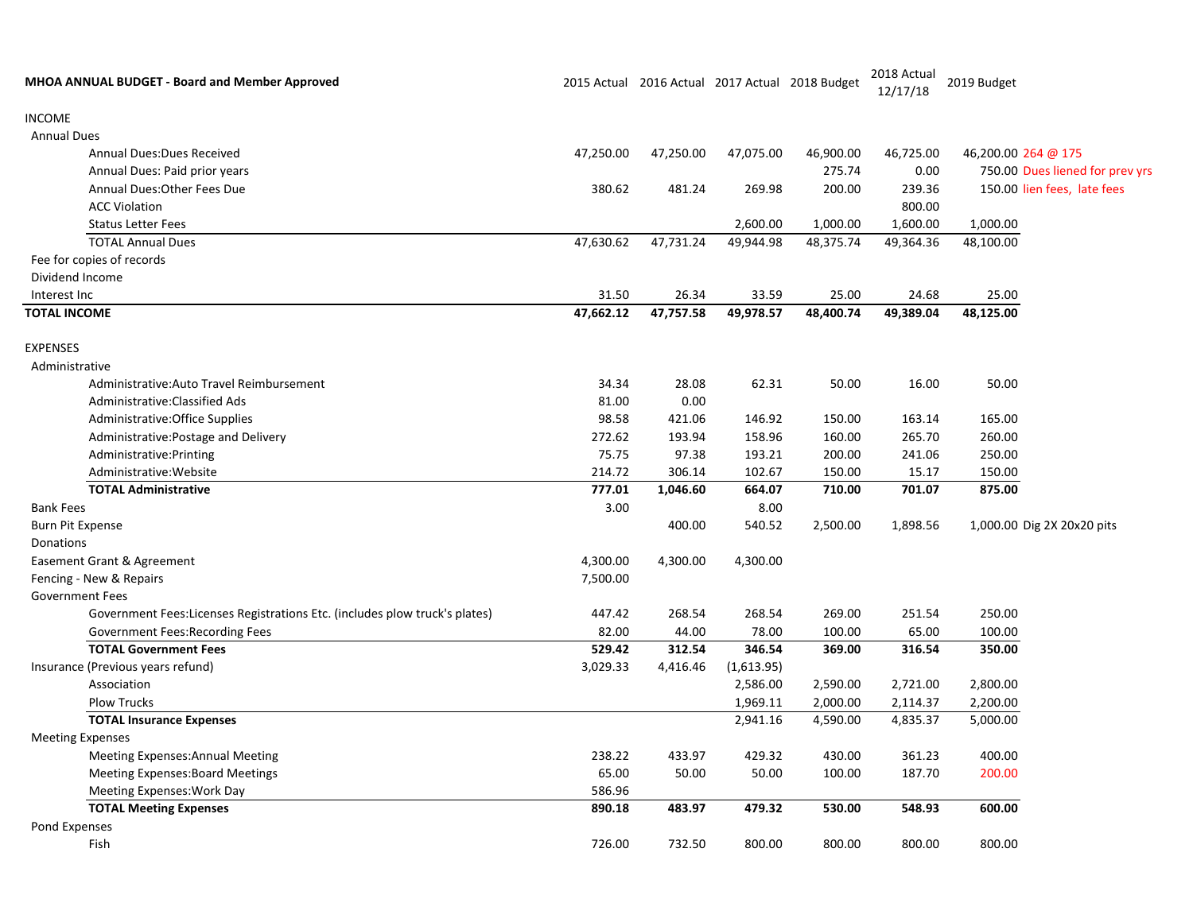| MHOA ANNUAL BUDGET - Board and Member Approved | 2015 Actual | 2016 Actual | 2017 Actual | 2018 Budget | 2018 Actual 12/17/18 | 2019 Budget | |
|---|---|---|---|---|---|---|---|
| INCOME | | | | | | | |
| Annual Dues | | | | | | | |
| Annual Dues:Dues Received | 47,250.00 | 47,250.00 | 47,075.00 | 46,900.00 | 46,725.00 | 46,200.00 | 264 @ 175 |
| Annual Dues: Paid prior years | | | | 275.74 | 0.00 | 750.00 | Dues liened for prev yrs |
| Annual Dues:Other Fees Due | 380.62 | 481.24 | 269.98 | 200.00 | 239.36 | 150.00 | lien fees, late fees |
| ACC Violation | | | | | 800.00 | | |
| Status Letter Fees | | | 2,600.00 | 1,000.00 | 1,600.00 | 1,000.00 | |
| TOTAL Annual Dues | 47,630.62 | 47,731.24 | 49,944.98 | 48,375.74 | 49,364.36 | 48,100.00 | |
| Fee for copies of records | | | | | | | |
| Dividend Income | | | | | | | |
| Interest Inc | 31.50 | 26.34 | 33.59 | 25.00 | 24.68 | 25.00 | |
| **TOTAL INCOME** | **47,662.12** | **47,757.58** | **49,978.57** | **48,400.74** | **49,389.04** | **48,125.00** | |
| EXPENSES | | | | | | | |
| Administrative | | | | | | | |
| Administrative:Auto Travel Reimbursement | 34.34 | 28.08 | 62.31 | 50.00 | 16.00 | 50.00 | |
| Administrative:Classified Ads | 81.00 | 0.00 | | | | | |
| Administrative:Office Supplies | 98.58 | 421.06 | 146.92 | 150.00 | 163.14 | 165.00 | |
| Administrative:Postage and Delivery | 272.62 | 193.94 | 158.96 | 160.00 | 265.70 | 260.00 | |
| Administrative:Printing | 75.75 | 97.38 | 193.21 | 200.00 | 241.06 | 250.00 | |
| Administrative:Website | 214.72 | 306.14 | 102.67 | 150.00 | 15.17 | 150.00 | |
| **TOTAL Administrative** | **777.01** | **1,046.60** | **664.07** | **710.00** | **701.07** | **875.00** | |
| Bank Fees | 3.00 | | 8.00 | | | | |
| Burn Pit Expense | | 400.00 | 540.52 | 2,500.00 | 1,898.56 | 1,000.00 | Dig 2X 20x20 pits |
| Donations | | | | | | | |
| Easement Grant & Agreement | 4,300.00 | 4,300.00 | 4,300.00 | | | | |
| Fencing - New & Repairs | 7,500.00 | | | | | | |
| Government Fees | | | | | | | |
| Government Fees:Licenses Registrations Etc. (includes plow truck's plates) | 447.42 | 268.54 | 268.54 | 269.00 | 251.54 | 250.00 | |
| Government Fees:Recording Fees | 82.00 | 44.00 | 78.00 | 100.00 | 65.00 | 100.00 | |
| **TOTAL Government Fees** | **529.42** | **312.54** | **346.54** | **369.00** | **316.54** | **350.00** | |
| Insurance (Previous years refund) | 3,029.33 | 4,416.46 | (1,613.95) | | | | |
| Association | | | 2,586.00 | 2,590.00 | 2,721.00 | 2,800.00 | |
| Plow Trucks | | | 1,969.11 | 2,000.00 | 2,114.37 | 2,200.00 | |
| **TOTAL Insurance Expenses** | | | **2,941.16** | **4,590.00** | **4,835.37** | **5,000.00** | |
| Meeting Expenses | | | | | | | |
| Meeting Expenses:Annual Meeting | 238.22 | 433.97 | 429.32 | 430.00 | 361.23 | 400.00 | |
| Meeting Expenses:Board Meetings | 65.00 | 50.00 | 50.00 | 100.00 | 187.70 | 200.00 | |
| Meeting Expenses:Work Day | 586.96 | | | | | | |
| **TOTAL Meeting Expenses** | **890.18** | **483.97** | **479.32** | **530.00** | **548.93** | **600.00** | |
| Pond Expenses | | | | | | | |
| Fish | 726.00 | 732.50 | 800.00 | 800.00 | 800.00 | 800.00 | |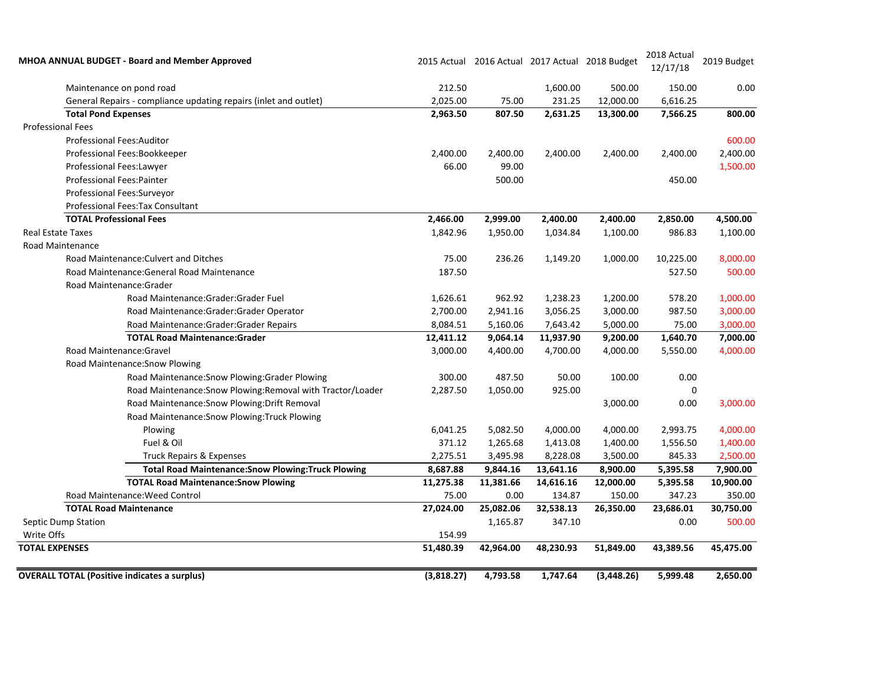| MHOA ANNUAL BUDGET - Board and Member Approved | 2015 Actual | 2016 Actual | 2017 Actual | 2018 Budget | 2018 Actual 12/17/18 | 2019 Budget |
|---|---|---|---|---|---|---|
| Maintenance on pond road | 212.50 | | 1,600.00 | 500.00 | 150.00 | 0.00 |
| General Repairs - compliance updating repairs (inlet and outlet) | 2,025.00 | 75.00 | 231.25 | 12,000.00 | 6,616.25 | |
| **Total Pond Expenses** | **2,963.50** | **807.50** | **2,631.25** | **13,300.00** | **7,566.25** | **800.00** |
| Professional Fees | | | | | | |
| Professional Fees:Auditor | | | | | | 600.00 |
| Professional Fees:Bookkeeper | 2,400.00 | 2,400.00 | 2,400.00 | 2,400.00 | 2,400.00 | 2,400.00 |
| Professional Fees:Lawyer | 66.00 | 99.00 | | | | 1,500.00 |
| Professional Fees:Painter | | 500.00 | | | 450.00 | |
| Professional Fees:Surveyor | | | | | | |
| Professional Fees:Tax Consultant | | | | | | |
| **TOTAL Professional Fees** | **2,466.00** | **2,999.00** | **2,400.00** | **2,400.00** | **2,850.00** | **4,500.00** |
| Real Estate Taxes | 1,842.96 | 1,950.00 | 1,034.84 | 1,100.00 | 986.83 | 1,100.00 |
| Road Maintenance | | | | | | |
| Road Maintenance:Culvert and Ditches | 75.00 | 236.26 | 1,149.20 | 1,000.00 | 10,225.00 | 8,000.00 |
| Road Maintenance:General Road Maintenance | 187.50 | | | | 527.50 | 500.00 |
| Road Maintenance:Grader | | | | | | |
| Road Maintenance:Grader:Grader Fuel | 1,626.61 | 962.92 | 1,238.23 | 1,200.00 | 578.20 | 1,000.00 |
| Road Maintenance:Grader:Grader Operator | 2,700.00 | 2,941.16 | 3,056.25 | 3,000.00 | 987.50 | 3,000.00 |
| Road Maintenance:Grader:Grader Repairs | 8,084.51 | 5,160.06 | 7,643.42 | 5,000.00 | 75.00 | 3,000.00 |
| **TOTAL Road Maintenance:Grader** | **12,411.12** | **9,064.14** | **11,937.90** | **9,200.00** | **1,640.70** | **7,000.00** |
| Road Maintenance:Gravel | 3,000.00 | 4,400.00 | 4,700.00 | 4,000.00 | 5,550.00 | 4,000.00 |
| Road Maintenance:Snow Plowing | | | | | | |
| Road Maintenance:Snow Plowing:Grader Plowing | 300.00 | 487.50 | 50.00 | 100.00 | 0.00 | |
| Road Maintenance:Snow Plowing:Removal with Tractor/Loader | 2,287.50 | 1,050.00 | 925.00 | | 0 | |
| Road Maintenance:Snow Plowing:Drift Removal | | | | 3,000.00 | 0.00 | 3,000.00 |
| Road Maintenance:Snow Plowing:Truck Plowing | | | | | | |
| Plowing | 6,041.25 | 5,082.50 | 4,000.00 | 4,000.00 | 2,993.75 | 4,000.00 |
| Fuel & Oil | 371.12 | 1,265.68 | 1,413.08 | 1,400.00 | 1,556.50 | 1,400.00 |
| Truck Repairs & Expenses | 2,275.51 | 3,495.98 | 8,228.08 | 3,500.00 | 845.33 | 2,500.00 |
| **Total Road Maintenance:Snow Plowing:Truck Plowing** | **8,687.88** | **9,844.16** | **13,641.16** | **8,900.00** | **5,395.58** | **7,900.00** |
| **TOTAL Road Maintenance:Snow Plowing** | **11,275.38** | **11,381.66** | **14,616.16** | **12,000.00** | **5,395.58** | **10,900.00** |
| Road Maintenance:Weed Control | 75.00 | 0.00 | 134.87 | 150.00 | 347.23 | 350.00 |
| **TOTAL Road Maintenance** | **27,024.00** | **25,082.06** | **32,538.13** | **26,350.00** | **23,686.01** | **30,750.00** |
| Septic Dump Station | | 1,165.87 | 347.10 | | 0.00 | 500.00 |
| Write Offs | 154.99 | | | | | |
| **TOTAL EXPENSES** | **51,480.39** | **42,964.00** | **48,230.93** | **51,849.00** | **43,389.56** | **45,475.00** |
| **OVERALL TOTAL (Positive indicates a surplus)** | **(3,818.27)** | **4,793.58** | **1,747.64** | **(3,448.26)** | **5,999.48** | **2,650.00** |